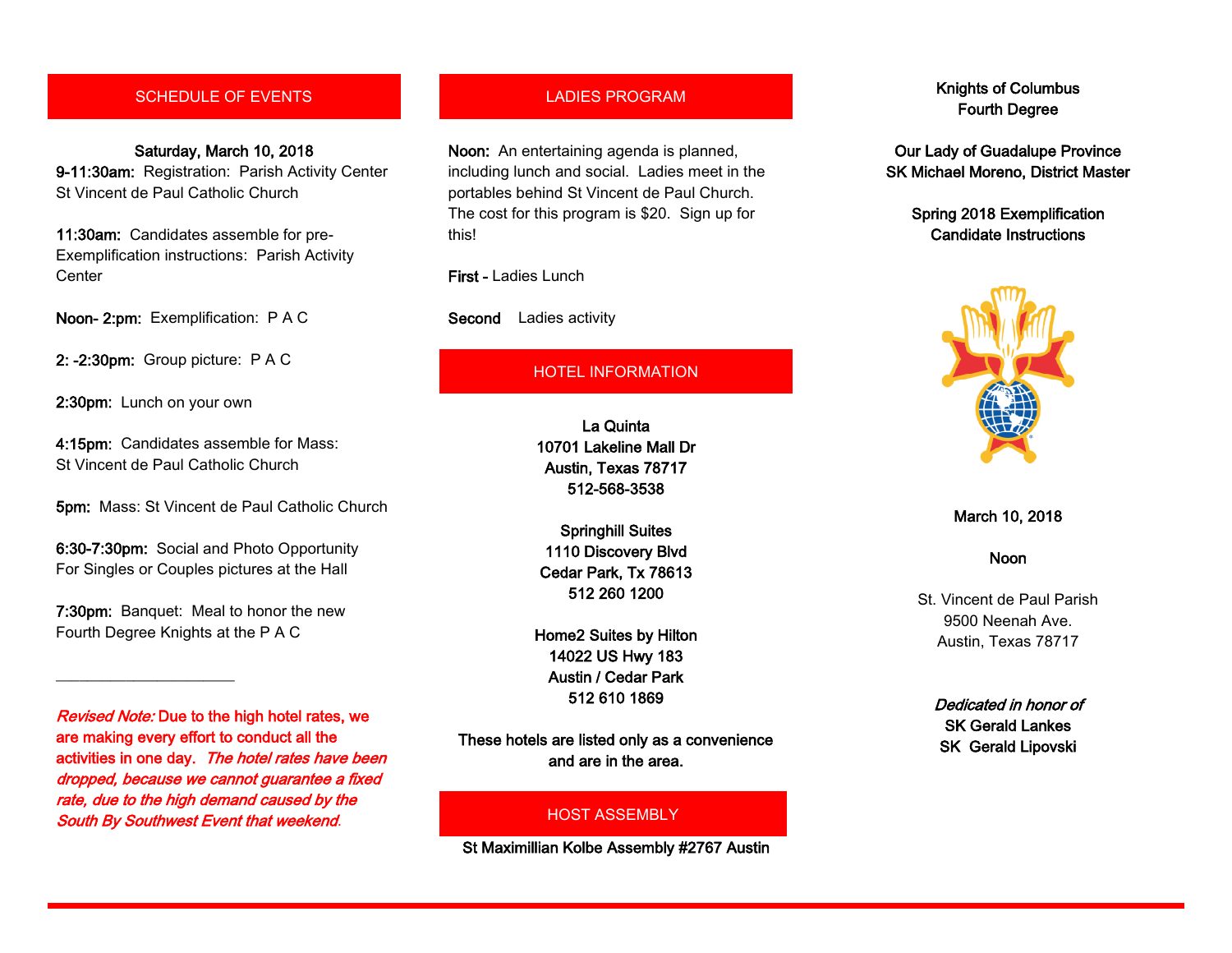## SCHEDULE OF EVENTS

**Saturday, March 10, 2018**

**9-11:30am:** Registration: Parish Activity Center St Vincent de Paul Catholic Church

**11:30am:** Candidates assemble for pre-Exemplification instructions: Parish Activity Center

**Noon- 2:pm:** Exemplification: P A C

**2: -2:30pm:** Group picture: P A C

**2:30pm:** Lunch on your own

**4:15pm:** Candidates assemble for Mass: St Vincent de Paul Catholic Church

**5pm:** Mass: St Vincent de Paul Catholic Church

**6:30-7:30pm:** Social and Photo Opportunity For Singles or Couples pictures at the Hall

**7:30pm:** Banquet: Meal to honor the new Fourth Degree Knights at the P A C

---

***Revised Note:*** **Due to the high hotel rates, we are making every effort to conduct all the activities in one day.** ***The hotel rates have been dropped, because we cannot guarantee a fixed rate, due to the high demand caused by the South By Southwest Event that weekend.***

## LADIES PROGRAM

**Noon:** An entertaining agenda is planned, including lunch and social. Ladies meet in the portables behind St Vincent de Paul Church. The cost for this program is $20. Sign up for this!

**First -** Ladies Lunch

**Second** Ladies activity

## HOTEL INFORMATION

**La Quinta**
**10701 Lakeline Mall Dr**
**Austin, Texas 78717**
**512-568-3538**

**Springhill Suites**
**1110 Discovery Blvd**
**Cedar Park, Tx 78613**
**512 260 1200**

**Home2 Suites by Hilton**
**14022 US Hwy 183**
**Austin / Cedar Park**
**512 610 1869**

**These hotels are listed only as a convenience and are in the area.**

## HOST ASSEMBLY

**St Maximillian Kolbe Assembly #2767 Austin**

**Knights of Columbus**
**Fourth Degree**

**Our Lady of Guadalupe Province**
**SK Michael Moreno, District Master**

**Spring 2018 Exemplification**
**Candidate Instructions**

**March 10, 2018**

**Noon**

St. Vincent de Paul Parish
9500 Neenah Ave.
Austin, Texas 78717

***Dedicated in honor of***
**SK Gerald Lankes**
**SK Gerald Lipovski**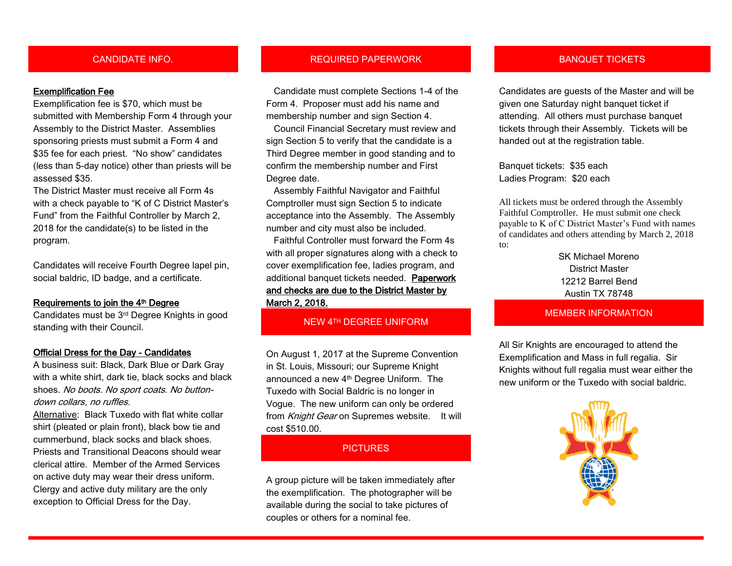## CANDIDATE INFO.

**Exemplification Fee**

Exemplification fee is $70, which must be submitted with Membership Form 4 through your Assembly to the District Master. Assemblies sponsoring priests must submit a Form 4 and $35 fee for each priest. "No show" candidates (less than 5-day notice) other than priests will be assessed $35.

The District Master must receive all Form 4s with a check payable to "K of C District Master's Fund" from the Faithful Controller by March 2, 2018 for the candidate(s) to be listed in the program.

Candidates will receive Fourth Degree lapel pin, social baldric, ID badge, and a certificate.

**Requirements to join the 4th Degree**

Candidates must be 3rd Degree Knights in good standing with their Council.

**Official Dress for the Day - Candidates**

A business suit: Black, Dark Blue or Dark Gray with a white shirt, dark tie, black socks and black shoes. *No boots. No sport coats. No button-down collars, no ruffles.*

Alternative: Black Tuxedo with flat white collar shirt (pleated or plain front), black bow tie and cummerbund, black socks and black shoes. Priests and Transitional Deacons should wear clerical attire. Member of the Armed Services on active duty may wear their dress uniform. Clergy and active duty military are the only exception to Official Dress for the Day.

## REQUIRED PAPERWORK

Candidate must complete Sections 1-4 of the Form 4. Proposer must add his name and membership number and sign Section 4.

Council Financial Secretary must review and sign Section 5 to verify that the candidate is a Third Degree member in good standing and to confirm the membership number and First Degree date.

Assembly Faithful Navigator and Faithful Comptroller must sign Section 5 to indicate acceptance into the Assembly. The Assembly number and city must also be included.

Faithful Controller must forward the Form 4s with all proper signatures along with a check to cover exemplification fee, ladies program, and additional banquet tickets needed. **Paperwork and checks are due to the District Master by March 2, 2018.**

## NEW 4TH DEGREE UNIFORM

On August 1, 2017 at the Supreme Convention in St. Louis, Missouri; our Supreme Knight announced a new 4th Degree Uniform. The Tuxedo with Social Baldric is no longer in Vogue. The new uniform can only be ordered from *Knight Gear* on Supremes website. It will cost $510.00.

## PICTURES

A group picture will be taken immediately after the exemplification. The photographer will be available during the social to take pictures of couples or others for a nominal fee.

## BANQUET TICKETS

Candidates are guests of the Master and will be given one Saturday night banquet ticket if attending. All others must purchase banquet tickets through their Assembly. Tickets will be handed out at the registration table.

Banquet tickets: $35 each
Ladies Program: $20 each

All tickets must be ordered through the Assembly Faithful Comptroller. He must submit one check payable to K of C District Master's Fund with names of candidates and others attending by March 2, 2018 to:

SK Michael Moreno
District Master
12212 Barrel Bend
Austin TX 78748

## MEMBER INFORMATION

All Sir Knights are encouraged to attend the Exemplification and Mass in full regalia. Sir Knights without full regalia must wear either the new uniform or the Tuxedo with social baldric.